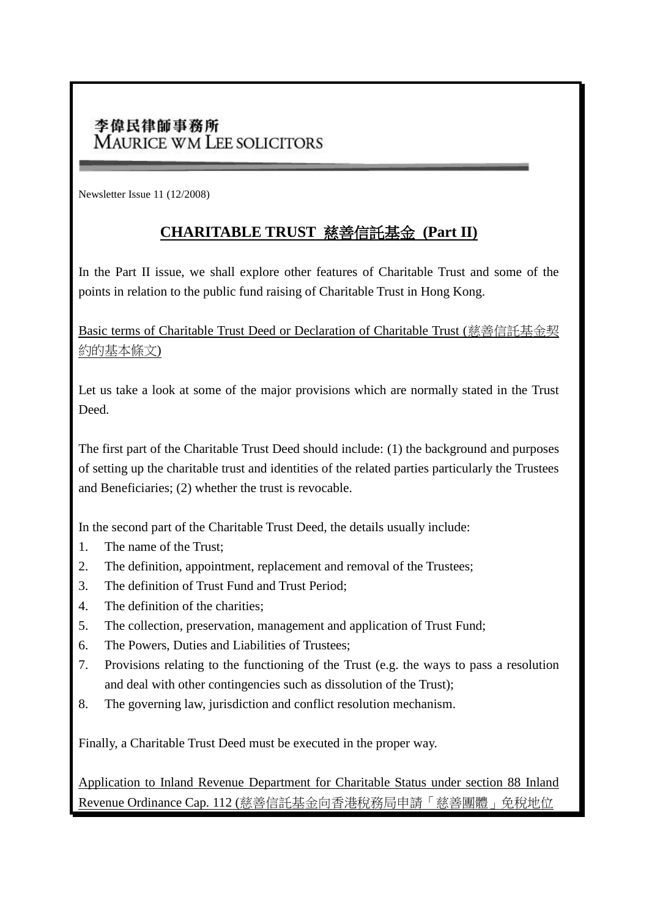李偉民律師事務所
MAURICE WM LEE SOLICITORS

Newsletter Issue 11 (12/2008)

# CHARITABLE TRUST 慈善信託基金 (Part II)

In the Part II issue, we shall explore other features of Charitable Trust and some of the points in relation to the public fund raising of Charitable Trust in Hong Kong.

## Basic terms of Charitable Trust Deed or Declaration of Charitable Trust (慈善信託基金契約的基本條文)

Let us take a look at some of the major provisions which are normally stated in the Trust Deed.

The first part of the Charitable Trust Deed should include: (1) the background and purposes of setting up the charitable trust and identities of the related parties particularly the Trustees and Beneficiaries; (2) whether the trust is revocable.

In the second part of the Charitable Trust Deed, the details usually include:

1. The name of the Trust;
2. The definition, appointment, replacement and removal of the Trustees;
3. The definition of Trust Fund and Trust Period;
4. The definition of the charities;
5. The collection, preservation, management and application of Trust Fund;
6. The Powers, Duties and Liabilities of Trustees;
7. Provisions relating to the functioning of the Trust (e.g. the ways to pass a resolution and deal with other contingencies such as dissolution of the Trust);
8. The governing law, jurisdiction and conflict resolution mechanism.

Finally, a Charitable Trust Deed must be executed in the proper way.

## Application to Inland Revenue Department for Charitable Status under section 88 Inland Revenue Ordinance Cap. 112 (慈善信託基金向香港稅務局申請「慈善團體」免稅地位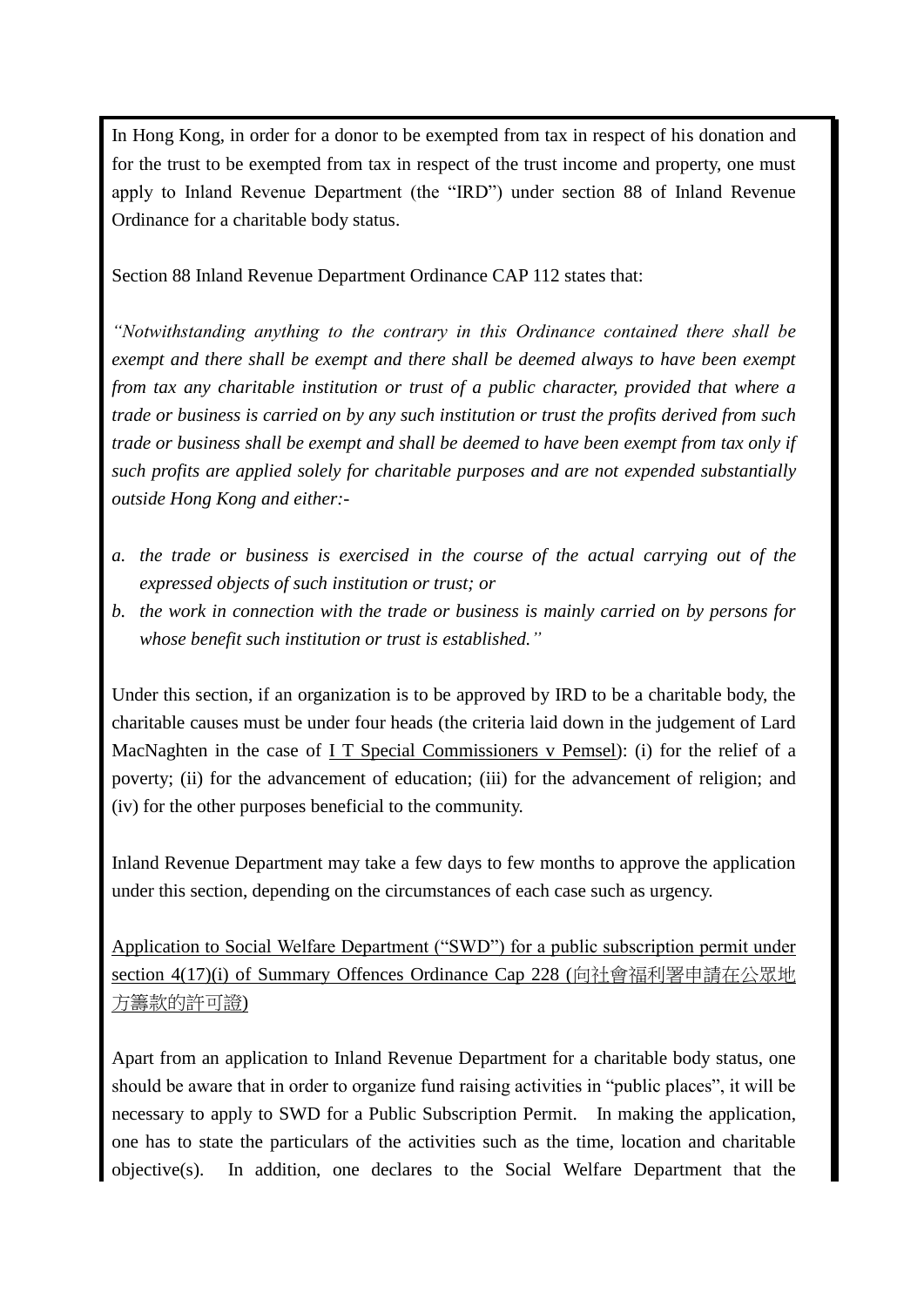In Hong Kong, in order for a donor to be exempted from tax in respect of his donation and for the trust to be exempted from tax in respect of the trust income and property, one must apply to Inland Revenue Department (the "IRD") under section 88 of Inland Revenue Ordinance for a charitable body status.

Section 88 Inland Revenue Department Ordinance CAP 112 states that:

*"Notwithstanding anything to the contrary in this Ordinance contained there shall be exempt and there shall be exempt and there shall be deemed always to have been exempt from tax any charitable institution or trust of a public character, provided that where a trade or business is carried on by any such institution or trust the profits derived from such trade or business shall be exempt and shall be deemed to have been exempt from tax only if such profits are applied solely for charitable purposes and are not expended substantially outside Hong Kong and either:-*

*a. the trade or business is exercised in the course of the actual carrying out of the expressed objects of such institution or trust; or*
*b. the work in connection with the trade or business is mainly carried on by persons for whose benefit such institution or trust is established."*

Under this section, if an organization is to be approved by IRD to be a charitable body, the charitable causes must be under four heads (the criteria laid down in the judgement of Lard MacNaghten in the case of I T Special Commissioners v Pemsel): (i) for the relief of a poverty; (ii) for the advancement of education; (iii) for the advancement of religion; and (iv) for the other purposes beneficial to the community.

Inland Revenue Department may take a few days to few months to approve the application under this section, depending on the circumstances of each case such as urgency.

Application to Social Welfare Department ("SWD") for a public subscription permit under section 4(17)(i) of Summary Offences Ordinance Cap 228 (向社會福利署申請在公眾地方籌款的許可證)

Apart from an application to Inland Revenue Department for a charitable body status, one should be aware that in order to organize fund raising activities in "public places", it will be necessary to apply to SWD for a Public Subscription Permit. In making the application, one has to state the particulars of the activities such as the time, location and charitable objective(s). In addition, one declares to the Social Welfare Department that the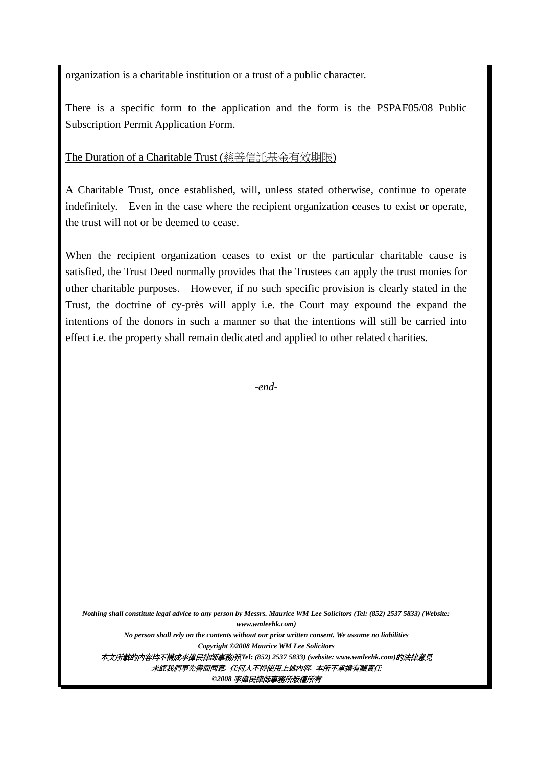organization is a charitable institution or a trust of a public character.

There is a specific form to the application and the form is the PSPAF05/08 Public Subscription Permit Application Form.

<u>The Duration of a Charitable Trust (慈善信託基金有效期限)</u>

A Charitable Trust, once established, will, unless stated otherwise, continue to operate indefinitely. Even in the case where the recipient organization ceases to exist or operate, the trust will not or be deemed to cease.

When the recipient organization ceases to exist or the particular charitable cause is satisfied, the Trust Deed normally provides that the Trustees can apply the trust monies for other charitable purposes. However, if no such specific provision is clearly stated in the Trust, the doctrine of cy-près will apply i.e. the Court may expound the expand the intentions of the donors in such a manner so that the intentions will still be carried into effect i.e. the property shall remain dedicated and applied to other related charities.

*-end-*

***Nothing shall constitute legal advice to any person by Messrs. Maurice WM Lee Solicitors (Tel: (852) 2537 5833) (Website: www.wmleehk.com)***

***No person shall rely on the contents without our prior written consent. We assume no liabilities***

***Copyright ©2008 Maurice WM Lee Solicitors***

*本文所載的內容均不構成李偉民律師事務所(Tel: (852) 2537 5833) (website: www.wmleehk.com)的法律意見*

*未經我們事先書面同意, 任何人不得使用上述內容. 本所不承擔有關責任*

*©2008 李偉民律師事務所版權所有*